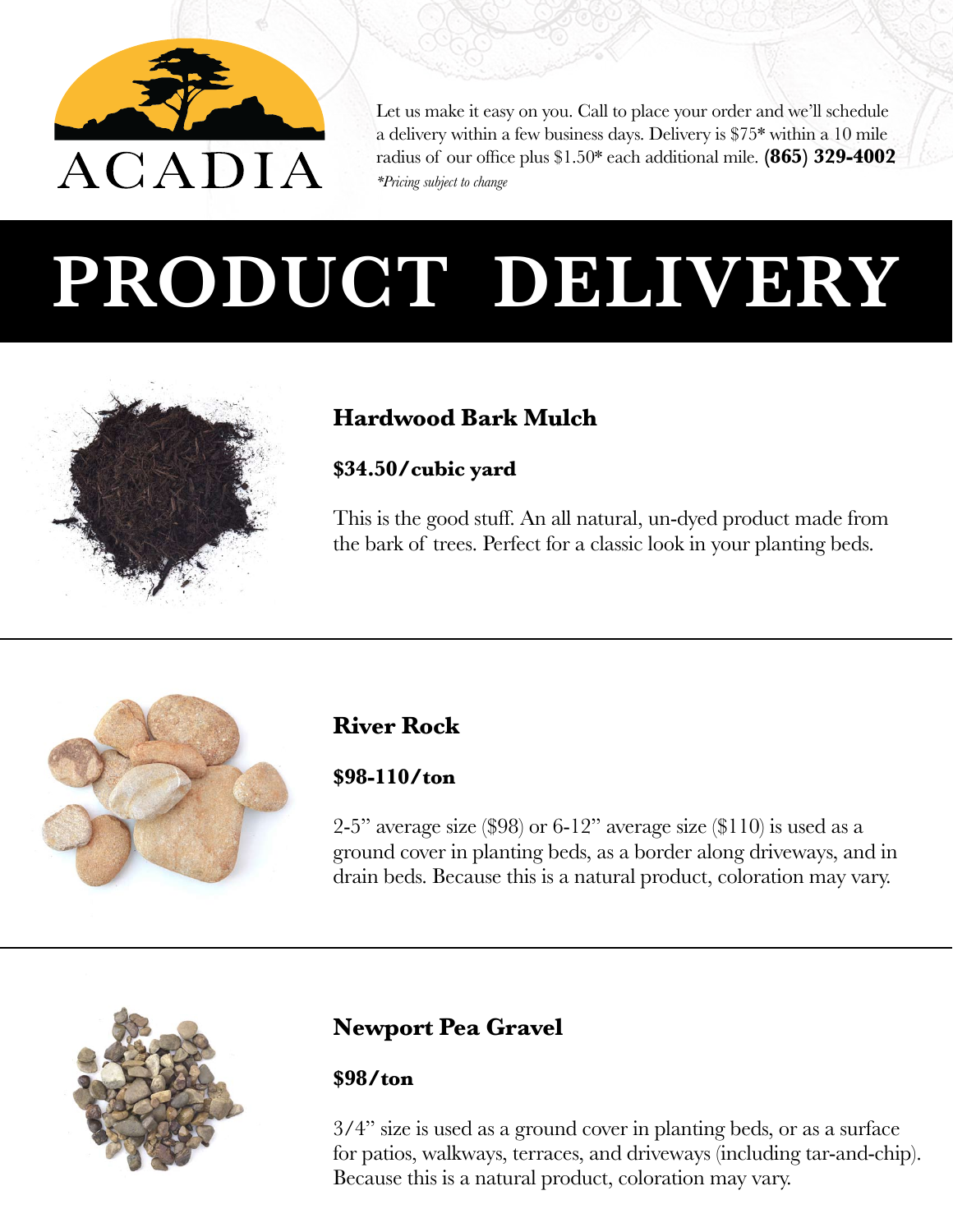ACADIA

Let us make it easy on you. Call to place your order and we'll schedule a delivery within a few business days. Delivery is $75* within a 10 mile radius of our office plus $1.50* each additional mile. **(865) 329-4002**

*\*Pricing subject to change*

# PRODUCT DELIVERY

## Hardwood Bark Mulch

**$34.50/cubic yard**

This is the good stuff. An all natural, un-dyed product made from the bark of trees. Perfect for a classic look in your planting beds.

---

## River Rock

**$98-110/ton**

2-5" average size ($98) or 6-12" average size ($110) is used as a ground cover in planting beds, as a border along driveways, and in drain beds. Because this is a natural product, coloration may vary.

---

## Newport Pea Gravel

**$98/ton**

3/4" size is used as a ground cover in planting beds, or as a surface for patios, walkways, terraces, and driveways (including tar-and-chip). Because this is a natural product, coloration may vary.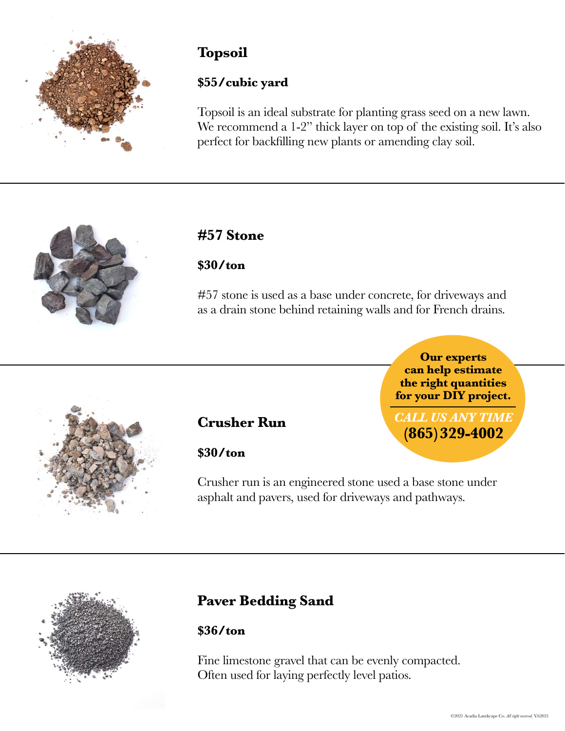## Topsoil

**$55/cubic yard**

Topsoil is an ideal substrate for planting grass seed on a new lawn. We recommend a 1-2" thick layer on top of the existing soil. It's also perfect for backfilling new plants or amending clay soil.

---

## #57 Stone

**$30/ton**

#57 stone is used as a base under concrete, for driveways and as a drain stone behind retaining walls and for French drains.

---

**Our experts can help estimate the right quantities for your DIY project.**

***CALL US ANY TIME***
**(865) 329-4002**

## Crusher Run

**$30/ton**

Crusher run is an engineered stone used a base stone under asphalt and pavers, used for driveways and pathways.

---

## Paver Bedding Sand

**$36/ton**

Fine limestone gravel that can be evenly compacted. Often used for laying perfectly level patios.

©2021 Acadia Landscape Co. *All right reserved.* V.62021